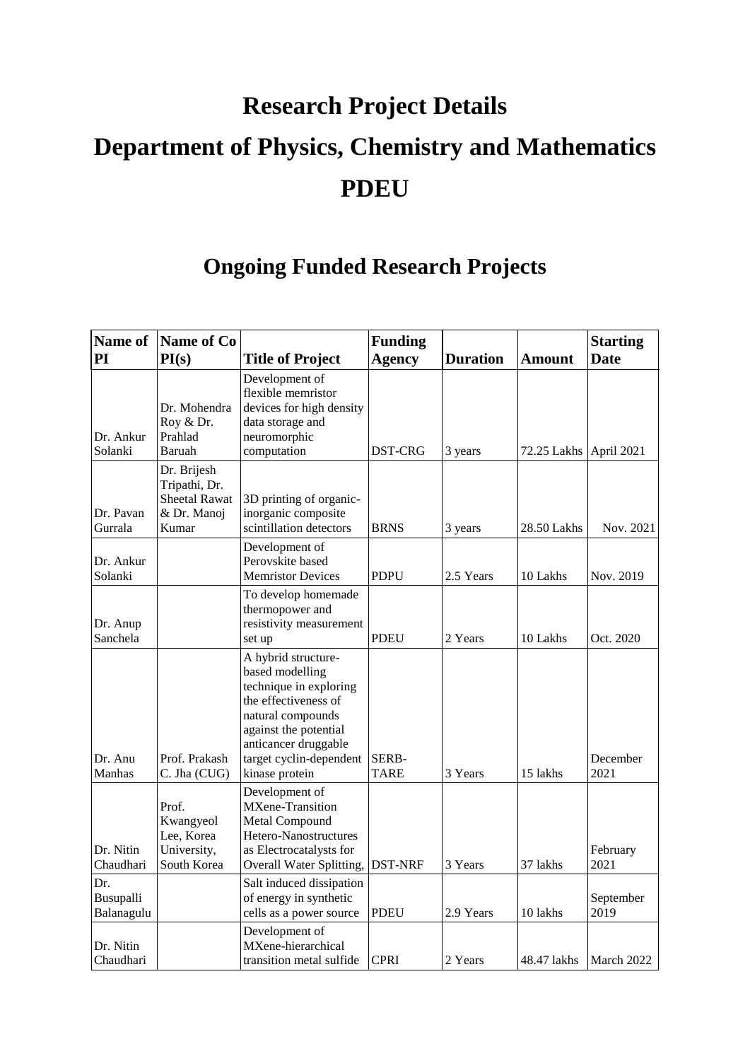# Research Project Details

# Department of Physics, Chemistry and Mathematics

# PDEU

## Ongoing Funded Research Projects

| Name of PI | Name of Co PI(s) | Title of Project | Funding Agency | Duration | Amount | Starting Date |
|---|---|---|---|---|---|---|
| Dr. Ankur Solanki | Dr. Mohendra Roy & Dr. Prahlad Baruah | Development of flexible memristor devices for high density data storage and neuromorphic computation | DST-CRG | 3 years | 72.25 Lakhs | April 2021 |
| Dr. Pavan Gurrala | Dr. Brijesh Tripathi, Dr. Sheetal Rawat & Dr. Manoj Kumar | 3D printing of organic-inorganic composite scintillation detectors | BRNS | 3 years | 28.50 Lakhs | Nov. 2021 |
| Dr. Ankur Solanki | | Development of Perovskite based Memristor Devices | PDPU | 2.5 Years | 10 Lakhs | Nov. 2019 |
| Dr. Anup Sanchela | | To develop homemade thermopower and resistivity measurement set up | PDEU | 2 Years | 10 Lakhs | Oct. 2020 |
| Dr. Anu Manhas | Prof. Prakash C. Jha (CUG) | A hybrid structure-based modelling technique in exploring the effectiveness of natural compounds against the potential anticancer druggable target cyclin-dependent kinase protein | SERB-TARE | 3 Years | 15 lakhs | December 2021 |
| Dr. Nitin Chaudhari | Prof. Kwangyeol Lee, Korea University, South Korea | Development of MXene-Transition Metal Compound Hetero-Nanostructures as Electrocatalysts for Overall Water Splitting, | DST-NRF | 3 Years | 37 lakhs | February 2021 |
| Dr. Busupalli Balanagulu | | Salt induced dissipation of energy in synthetic cells as a power source | PDEU | 2.9 Years | 10 lakhs | September 2019 |
| Dr. Nitin Chaudhari | | Development of MXene-hierarchical transition metal sulfide | CPRI | 2 Years | 48.47 lakhs | March 2022 |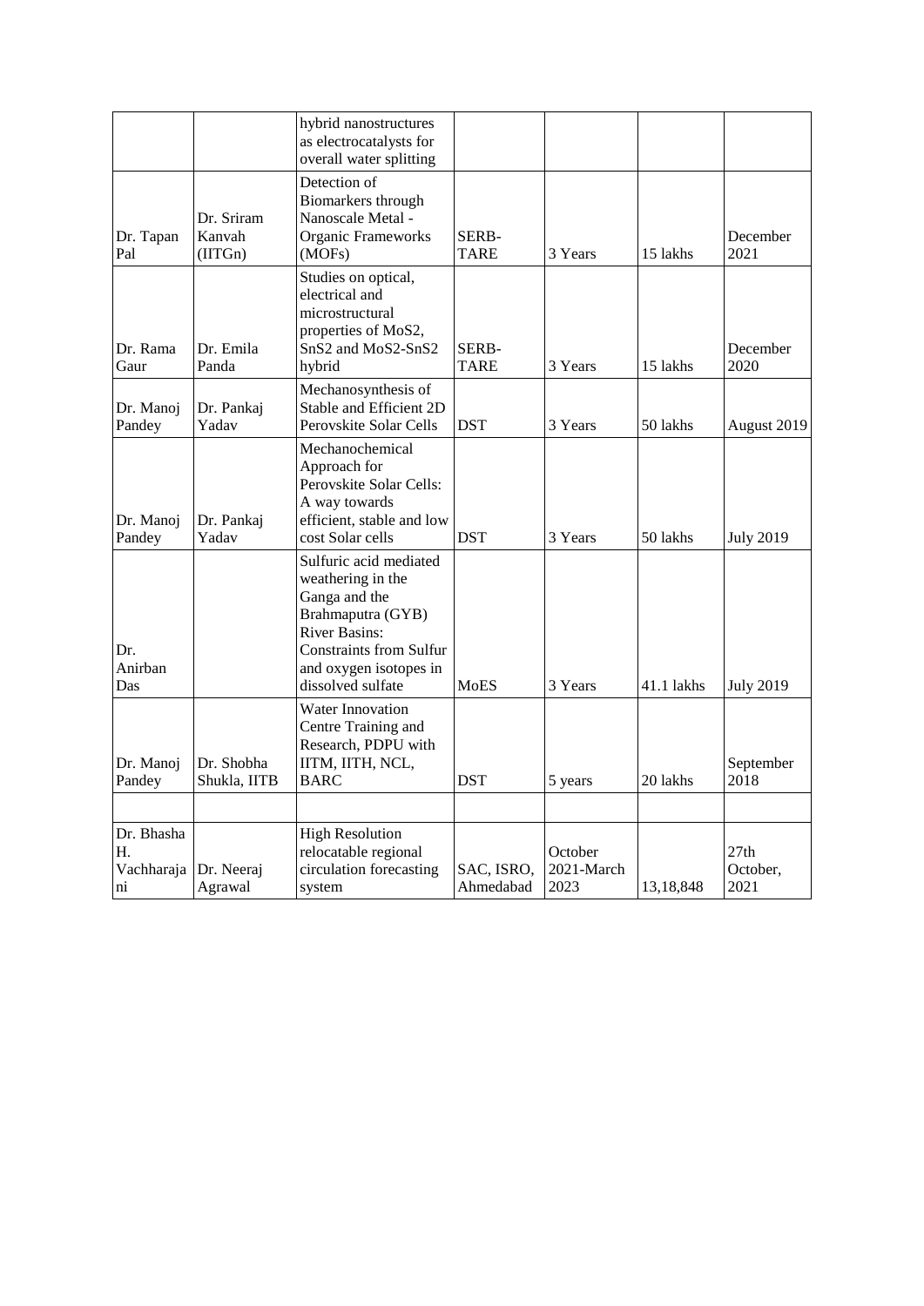| | | hybrid nanostructures as electrocatalysts for overall water splitting | | | | |
|---|---|---|---|---|---|---|
| Dr. Tapan Pal | Dr. Sriram Kanvah (IITGn) | Detection of Biomarkers through Nanoscale Metal - Organic Frameworks (MOFs) | SERB-TARE | 3 Years | 15 lakhs | December 2021 |
| Dr. Rama Gaur | Dr. Emila Panda | Studies on optical, electrical and microstructural properties of MoS2, SnS2 and MoS2-SnS2 hybrid | SERB-TARE | 3 Years | 15 lakhs | December 2020 |
| Dr. Manoj Pandey | Dr. Pankaj Yadav | Mechanosynthesis of Stable and Efficient 2D Perovskite Solar Cells | DST | 3 Years | 50 lakhs | August 2019 |
| Dr. Manoj Pandey | Dr. Pankaj Yadav | Mechanochemical Approach for Perovskite Solar Cells: A way towards efficient, stable and low cost Solar cells | DST | 3 Years | 50 lakhs | July 2019 |
| Dr. Anirban Das | | Sulfuric acid mediated weathering in the Ganga and the Brahmaputra (GYB) River Basins: Constraints from Sulfur and oxygen isotopes in dissolved sulfate | MoES | 3 Years | 41.1 lakhs | July 2019 |
| Dr. Manoj Pandey | Dr. Shobha Shukla, IITB | Water Innovation Centre Training and Research, PDPU with IITM, IITH, NCL, BARC | DST | 5 years | 20 lakhs | September 2018 |
| | | | | | | |
| Dr. Bhasha H. Vachharajani | Dr. Neeraj Agrawal | High Resolution relocatable regional circulation forecasting system | SAC, ISRO, Ahmedabad | October 2021-March 2023 | 13,18,848 | 27th October, 2021 |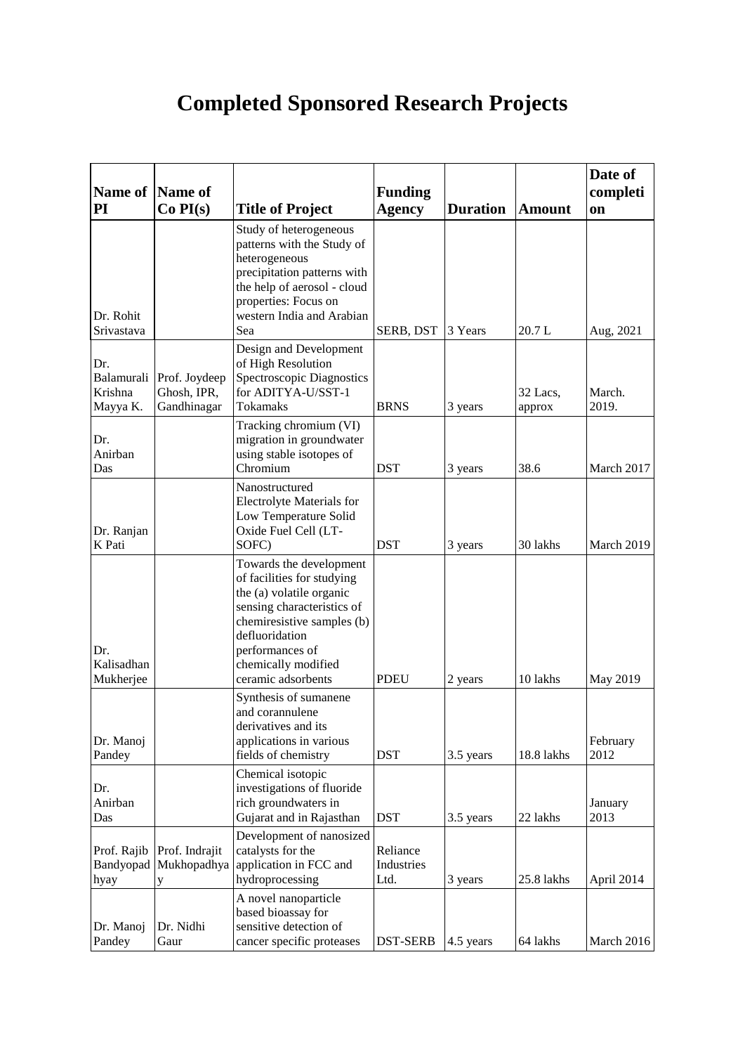# Completed Sponsored Research Projects

| Name of PI | Name of Co PI(s) | Title of Project | Funding Agency | Duration | Amount | Date of completion |
|---|---|---|---|---|---|---|
| Dr. Rohit Srivastava | | Study of heterogeneous patterns with the Study of heterogeneous precipitation patterns with the help of aerosol - cloud properties: Focus on western India and Arabian Sea | SERB, DST | 3 Years | 20.7 L | Aug, 2021 |
| Dr. Balamurali Krishna Mayya K. | Prof. Joydeep Ghosh, IPR, Gandhinagar | Design and Development of High Resolution Spectroscopic Diagnostics for ADITYA-U/SST-1 Tokamaks | BRNS | 3 years | 32 Lacs, approx | March. 2019. |
| Dr. Anirban Das | | Tracking chromium (VI) migration in groundwater using stable isotopes of Chromium | DST | 3 years | 38.6 | March 2017 |
| Dr. Ranjan K Pati | | Nanostructured Electrolyte Materials for Low Temperature Solid Oxide Fuel Cell (LT-SOFC) | DST | 3 years | 30 lakhs | March 2019 |
| Dr. Kalisadhan Mukherjee | | Towards the development of facilities for studying the (a) volatile organic sensing characteristics of chemiresistive samples (b) defluoridation performances of chemically modified ceramic adsorbents | PDEU | 2 years | 10 lakhs | May 2019 |
| Dr. Manoj Pandey | | Synthesis of sumanene and corannulene derivatives and its applications in various fields of chemistry | DST | 3.5 years | 18.8 lakhs | February 2012 |
| Dr. Anirban Das | | Chemical isotopic investigations of fluoride rich groundwaters in Gujarat and in Rajasthan | DST | 3.5 years | 22 lakhs | January 2013 |
| Prof. Rajib Bandyopadhyay | Prof. Indrajit Mukhopadhyay | Development of nanosized catalysts for the application in FCC and hydroprocessing | Reliance Industries Ltd. | 3 years | 25.8 lakhs | April 2014 |
| Dr. Manoj Pandey | Dr. Nidhi Gaur | A novel nanoparticle based bioassay for sensitive detection of cancer specific proteases | DST-SERB | 4.5 years | 64 lakhs | March 2016 |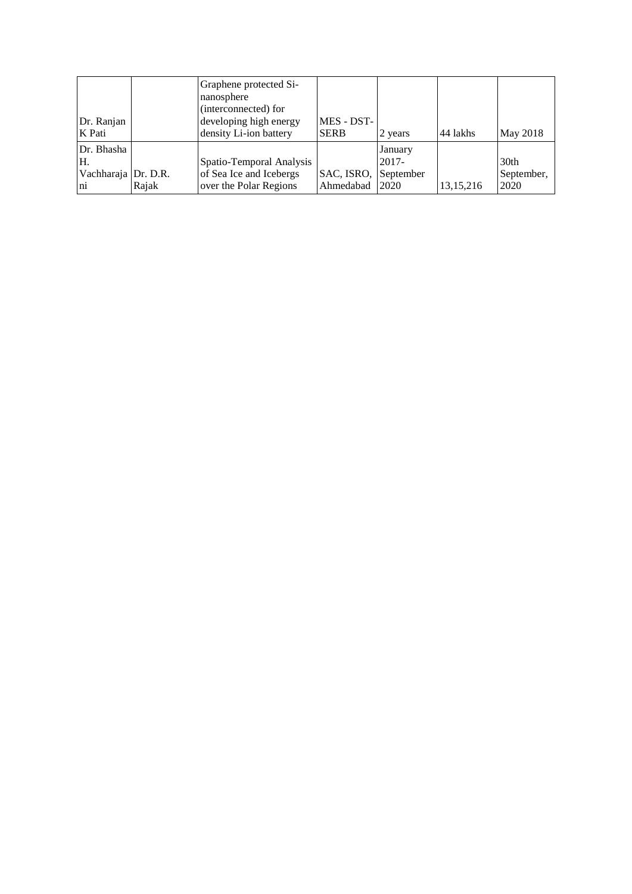| | | | | | | |
|---|---|---|---|---|---|---|
| Dr. Ranjan K Pati | | Graphene protected Si-nanosphere (interconnected) for developing high energy density Li-ion battery | MES - DST-SERB | 2 years | 44 lakhs | May 2018 |
| Dr. Bhasha H. Vachharajani | Dr. D.R. Rajak | Spatio-Temporal Analysis of Sea Ice and Icebergs over the Polar Regions | SAC, ISRO, Ahmedabad | January 2017- September 2020 | 13,15,216 | 30th September, 2020 |